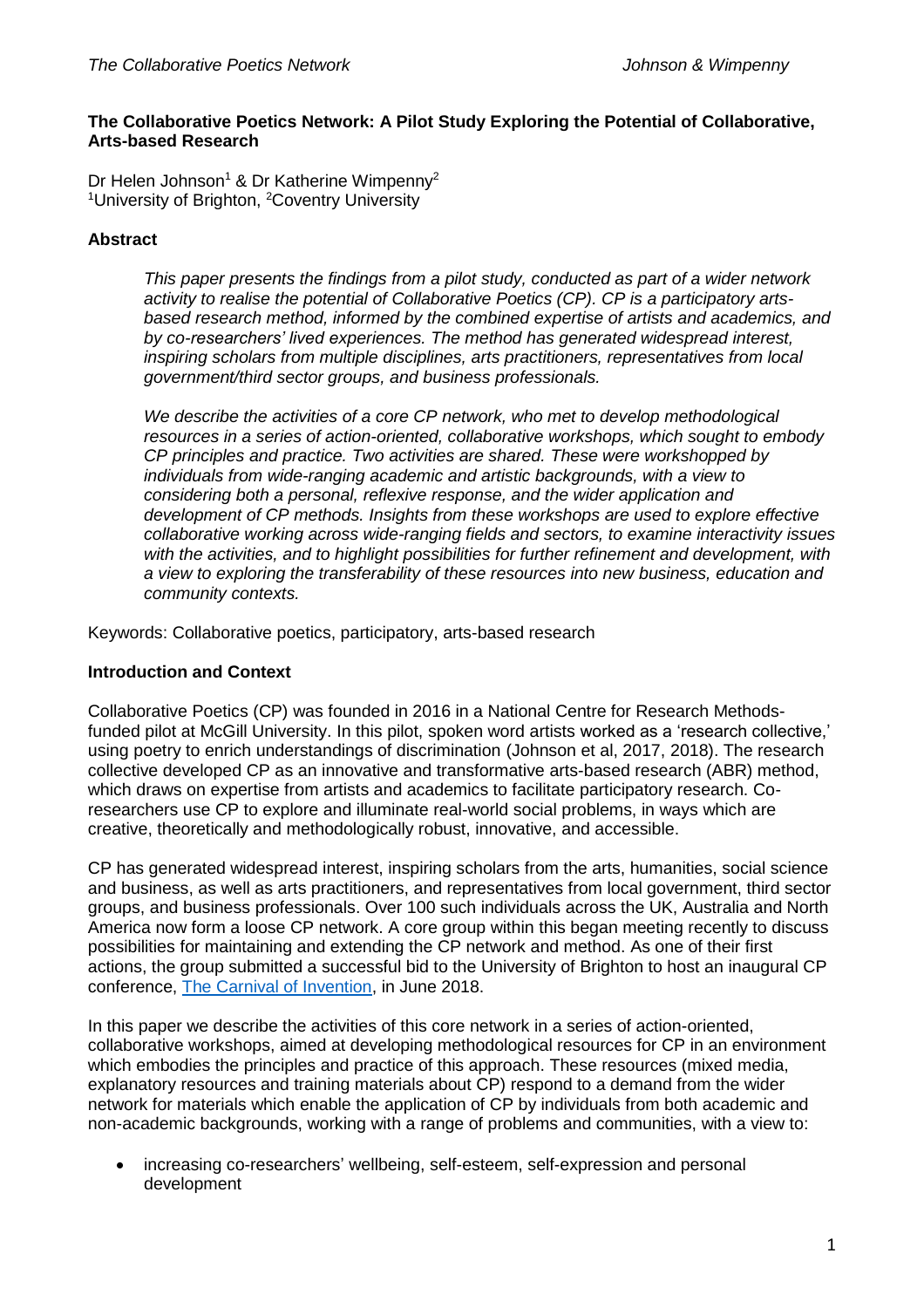**The Collaborative Poetics Network: A Pilot Study Exploring the Potential of Collaborative, Arts-based Research**

Dr Helen Johnson[1] & Dr Katherine Wimpenny[2]
[1]University of Brighton, [2]Coventry University

## Abstract

*This paper presents the findings from a pilot study, conducted as part of a wider network activity to realise the potential of Collaborative Poetics (CP). CP is a participatory arts-based research method, informed by the combined expertise of artists and academics, and by co-researchers' lived experiences. The method has generated widespread interest, inspiring scholars from multiple disciplines, arts practitioners, representatives from local government/third sector groups, and business professionals.*

*We describe the activities of a core CP network, who met to develop methodological resources in a series of action-oriented, collaborative workshops, which sought to embody CP principles and practice. Two activities are shared. These were workshopped by individuals from wide-ranging academic and artistic backgrounds, with a view to considering both a personal, reflexive response, and the wider application and development of CP methods. Insights from these workshops are used to explore effective collaborative working across wide-ranging fields and sectors, to examine interactivity issues with the activities, and to highlight possibilities for further refinement and development, with a view to exploring the transferability of these resources into new business, education and community contexts.*

Keywords: Collaborative poetics, participatory, arts-based research

## Introduction and Context

Collaborative Poetics (CP) was founded in 2016 in a National Centre for Research Methods-funded pilot at McGill University. In this pilot, spoken word artists worked as a 'research collective,' using poetry to enrich understandings of discrimination (Johnson et al, 2017, 2018). The research collective developed CP as an innovative and transformative arts-based research (ABR) method, which draws on expertise from artists and academics to facilitate participatory research. Co-researchers use CP to explore and illuminate real-world social problems, in ways which are creative, theoretically and methodologically robust, innovative, and accessible.

CP has generated widespread interest, inspiring scholars from the arts, humanities, social science and business, as well as arts practitioners, and representatives from local government, third sector groups, and business professionals. Over 100 such individuals across the UK, Australia and North America now form a loose CP network. A core group within this began meeting recently to discuss possibilities for maintaining and extending the CP network and method. As one of their first actions, the group submitted a successful bid to the University of Brighton to host an inaugural CP conference, The Carnival of Invention, in June 2018.

In this paper we describe the activities of this core network in a series of action-oriented, collaborative workshops, aimed at developing methodological resources for CP in an environment which embodies the principles and practice of this approach. These resources (mixed media, explanatory resources and training materials about CP) respond to a demand from the wider network for materials which enable the application of CP by individuals from both academic and non-academic backgrounds, working with a range of problems and communities, with a view to:

- increasing co-researchers' wellbeing, self-esteem, self-expression and personal development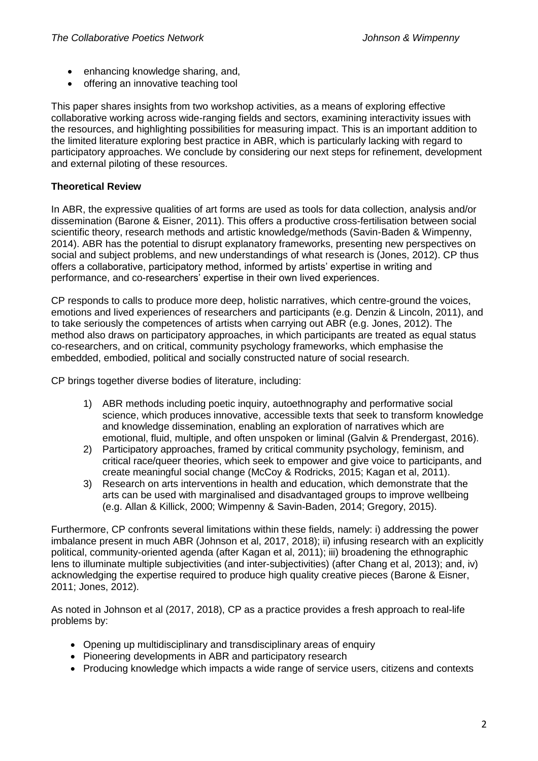- enhancing knowledge sharing, and,
- offering an innovative teaching tool

This paper shares insights from two workshop activities, as a means of exploring effective collaborative working across wide-ranging fields and sectors, examining interactivity issues with the resources, and highlighting possibilities for measuring impact. This is an important addition to the limited literature exploring best practice in ABR, which is particularly lacking with regard to participatory approaches. We conclude by considering our next steps for refinement, development and external piloting of these resources.

**Theoretical Review**

In ABR, the expressive qualities of art forms are used as tools for data collection, analysis and/or dissemination (Barone & Eisner, 2011). This offers a productive cross-fertilisation between social scientific theory, research methods and artistic knowledge/methods (Savin-Baden & Wimpenny, 2014). ABR has the potential to disrupt explanatory frameworks, presenting new perspectives on social and subject problems, and new understandings of what research is (Jones, 2012). CP thus offers a collaborative, participatory method, informed by artists' expertise in writing and performance, and co-researchers' expertise in their own lived experiences.

CP responds to calls to produce more deep, holistic narratives, which centre-ground the voices, emotions and lived experiences of researchers and participants (e.g. Denzin & Lincoln, 2011), and to take seriously the competences of artists when carrying out ABR (e.g. Jones, 2012). The method also draws on participatory approaches, in which participants are treated as equal status co-researchers, and on critical, community psychology frameworks, which emphasise the embedded, embodied, political and socially constructed nature of social research.

CP brings together diverse bodies of literature, including:

1) ABR methods including poetic inquiry, autoethnography and performative social science, which produces innovative, accessible texts that seek to transform knowledge and knowledge dissemination, enabling an exploration of narratives which are emotional, fluid, multiple, and often unspoken or liminal (Galvin & Prendergast, 2016).
2) Participatory approaches, framed by critical community psychology, feminism, and critical race/queer theories, which seek to empower and give voice to participants, and create meaningful social change (McCoy & Rodricks, 2015; Kagan et al, 2011).
3) Research on arts interventions in health and education, which demonstrate that the arts can be used with marginalised and disadvantaged groups to improve wellbeing (e.g. Allan & Killick, 2000; Wimpenny & Savin-Baden, 2014; Gregory, 2015).

Furthermore, CP confronts several limitations within these fields, namely: i) addressing the power imbalance present in much ABR (Johnson et al, 2017, 2018); ii) infusing research with an explicitly political, community-oriented agenda (after Kagan et al, 2011); iii) broadening the ethnographic lens to illuminate multiple subjectivities (and inter-subjectivities) (after Chang et al, 2013); and, iv) acknowledging the expertise required to produce high quality creative pieces (Barone & Eisner, 2011; Jones, 2012).

As noted in Johnson et al (2017, 2018), CP as a practice provides a fresh approach to real-life problems by:

- Opening up multidisciplinary and transdisciplinary areas of enquiry
- Pioneering developments in ABR and participatory research
- Producing knowledge which impacts a wide range of service users, citizens and contexts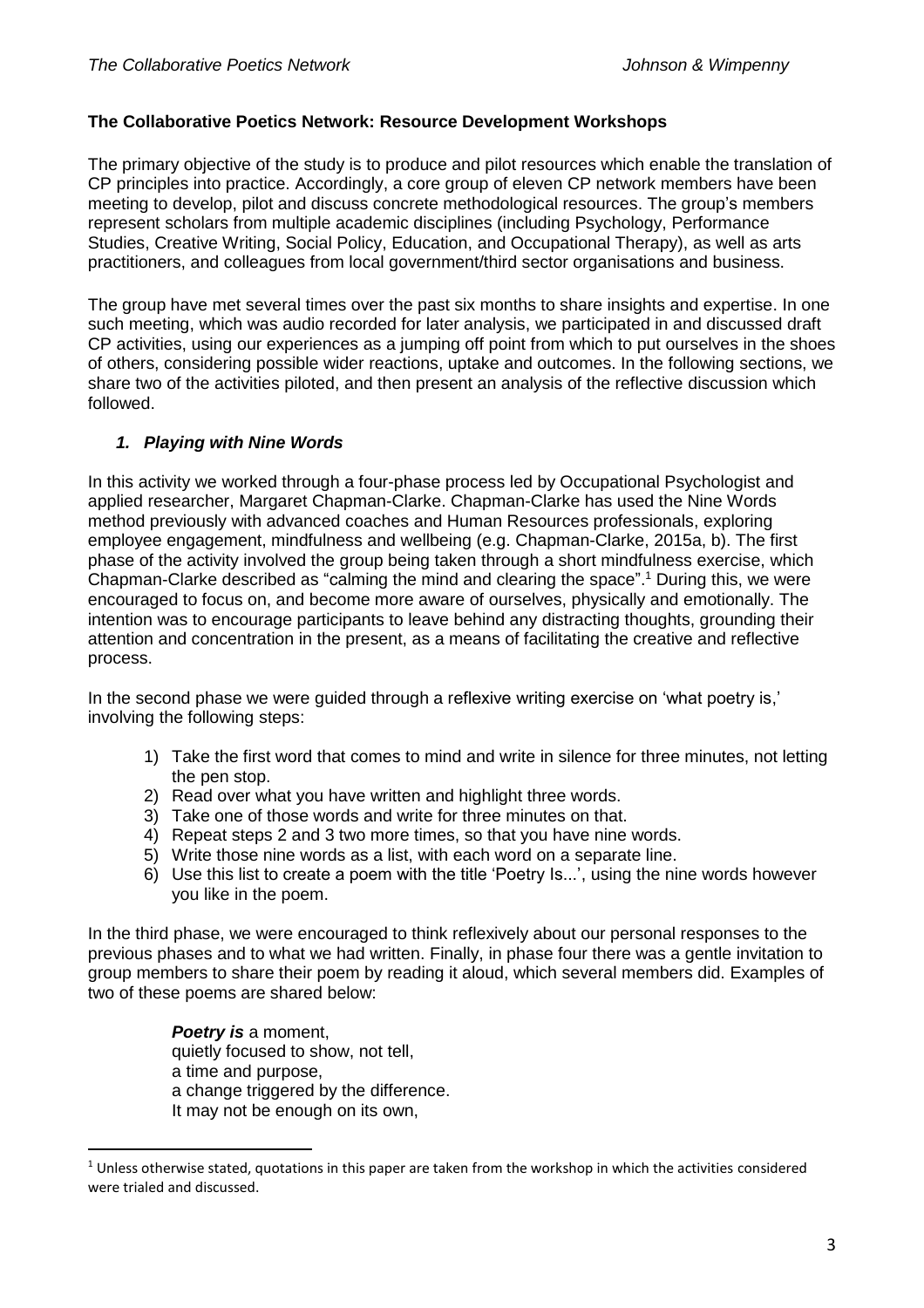**The Collaborative Poetics Network: Resource Development Workshops**

The primary objective of the study is to produce and pilot resources which enable the translation of CP principles into practice. Accordingly, a core group of eleven CP network members have been meeting to develop, pilot and discuss concrete methodological resources. The group's members represent scholars from multiple academic disciplines (including Psychology, Performance Studies, Creative Writing, Social Policy, Education, and Occupational Therapy), as well as arts practitioners, and colleagues from local government/third sector organisations and business.

The group have met several times over the past six months to share insights and expertise. In one such meeting, which was audio recorded for later analysis, we participated in and discussed draft CP activities, using our experiences as a jumping off point from which to put ourselves in the shoes of others, considering possible wider reactions, uptake and outcomes. In the following sections, we share two of the activities piloted, and then present an analysis of the reflective discussion which followed.

### *1. Playing with Nine Words*

In this activity we worked through a four-phase process led by Occupational Psychologist and applied researcher, Margaret Chapman-Clarke. Chapman-Clarke has used the Nine Words method previously with advanced coaches and Human Resources professionals, exploring employee engagement, mindfulness and wellbeing (e.g. Chapman-Clarke, 2015a, b). The first phase of the activity involved the group being taken through a short mindfulness exercise, which Chapman-Clarke described as "calming the mind and clearing the space".[1] During this, we were encouraged to focus on, and become more aware of ourselves, physically and emotionally. The intention was to encourage participants to leave behind any distracting thoughts, grounding their attention and concentration in the present, as a means of facilitating the creative and reflective process.

In the second phase we were guided through a reflexive writing exercise on 'what poetry is,' involving the following steps:

1) Take the first word that comes to mind and write in silence for three minutes, not letting the pen stop.
2) Read over what you have written and highlight three words.
3) Take one of those words and write for three minutes on that.
4) Repeat steps 2 and 3 two more times, so that you have nine words.
5) Write those nine words as a list, with each word on a separate line.
6) Use this list to create a poem with the title 'Poetry Is...', using the nine words however you like in the poem.

In the third phase, we were encouraged to think reflexively about our personal responses to the previous phases and to what we had written. Finally, in phase four there was a gentle invitation to group members to share their poem by reading it aloud, which several members did. Examples of two of these poems are shared below:

> ***Poetry is*** a moment,
> quietly focused to show, not tell,
> a time and purpose,
> a change triggered by the difference.
> It may not be enough on its own,

[1] Unless otherwise stated, quotations in this paper are taken from the workshop in which the activities considered were trialed and discussed.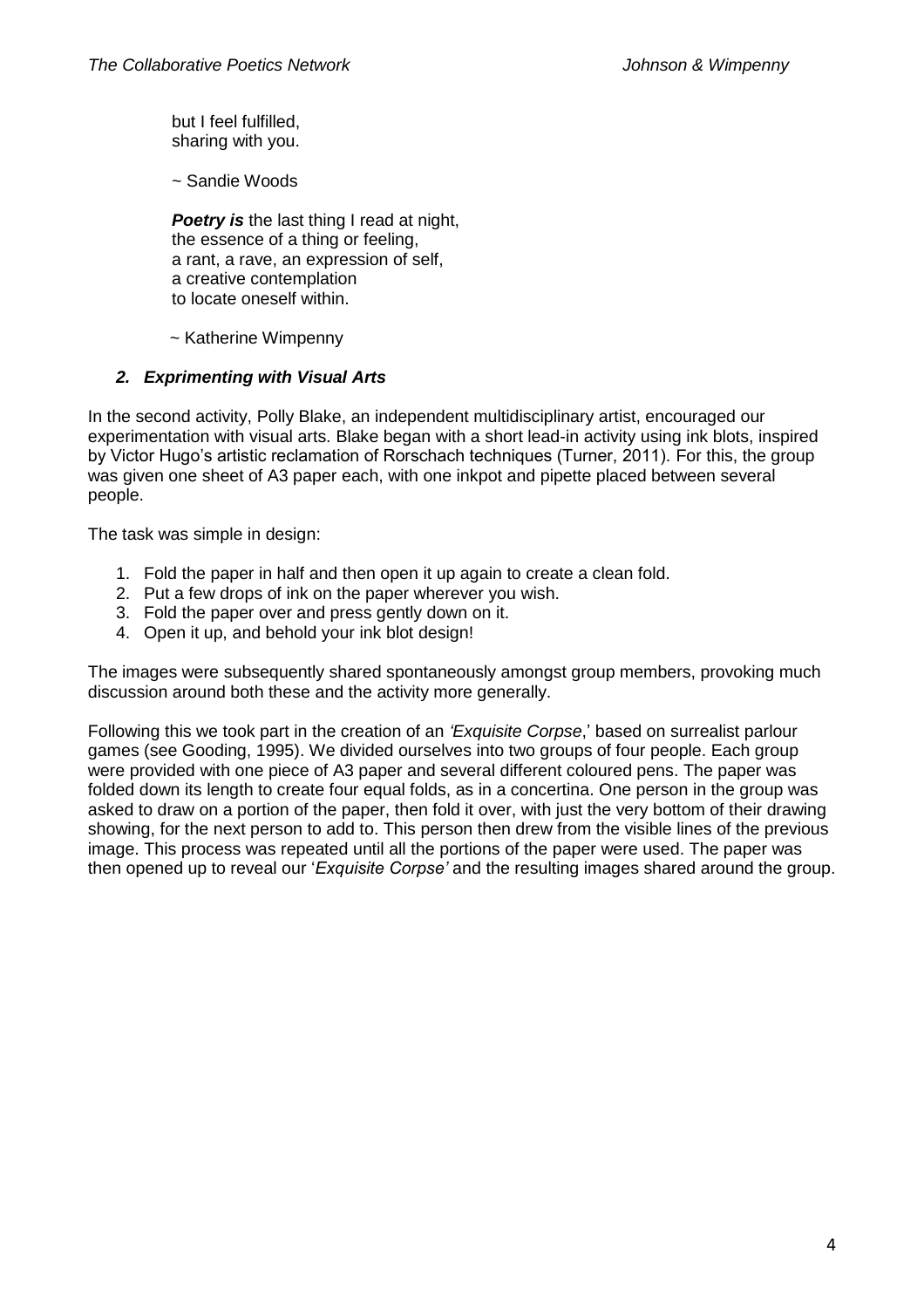but I feel fulfilled,  
sharing with you.

~ Sandie Woods

***Poetry is*** the last thing I read at night,  
the essence of a thing or feeling,  
a rant, a rave, an expression of self,  
a creative contemplation  
to locate oneself within.

~ Katherine Wimpenny

### *2. Exprimenting with Visual Arts*

In the second activity, Polly Blake, an independent multidisciplinary artist, encouraged our experimentation with visual arts. Blake began with a short lead-in activity using ink blots, inspired by Victor Hugo's artistic reclamation of Rorschach techniques (Turner, 2011). For this, the group was given one sheet of A3 paper each, with one inkpot and pipette placed between several people.

The task was simple in design:

1. Fold the paper in half and then open it up again to create a clean fold.
2. Put a few drops of ink on the paper wherever you wish.
3. Fold the paper over and press gently down on it.
4. Open it up, and behold your ink blot design!

The images were subsequently shared spontaneously amongst group members, provoking much discussion around both these and the activity more generally.

Following this we took part in the creation of an *'Exquisite Corpse*,' based on surrealist parlour games (see Gooding, 1995). We divided ourselves into two groups of four people. Each group were provided with one piece of A3 paper and several different coloured pens. The paper was folded down its length to create four equal folds, as in a concertina. One person in the group was asked to draw on a portion of the paper, then fold it over, with just the very bottom of their drawing showing, for the next person to add to. This person then drew from the visible lines of the previous image. This process was repeated until all the portions of the paper were used. The paper was then opened up to reveal our '*Exquisite Corpse'* and the resulting images shared around the group.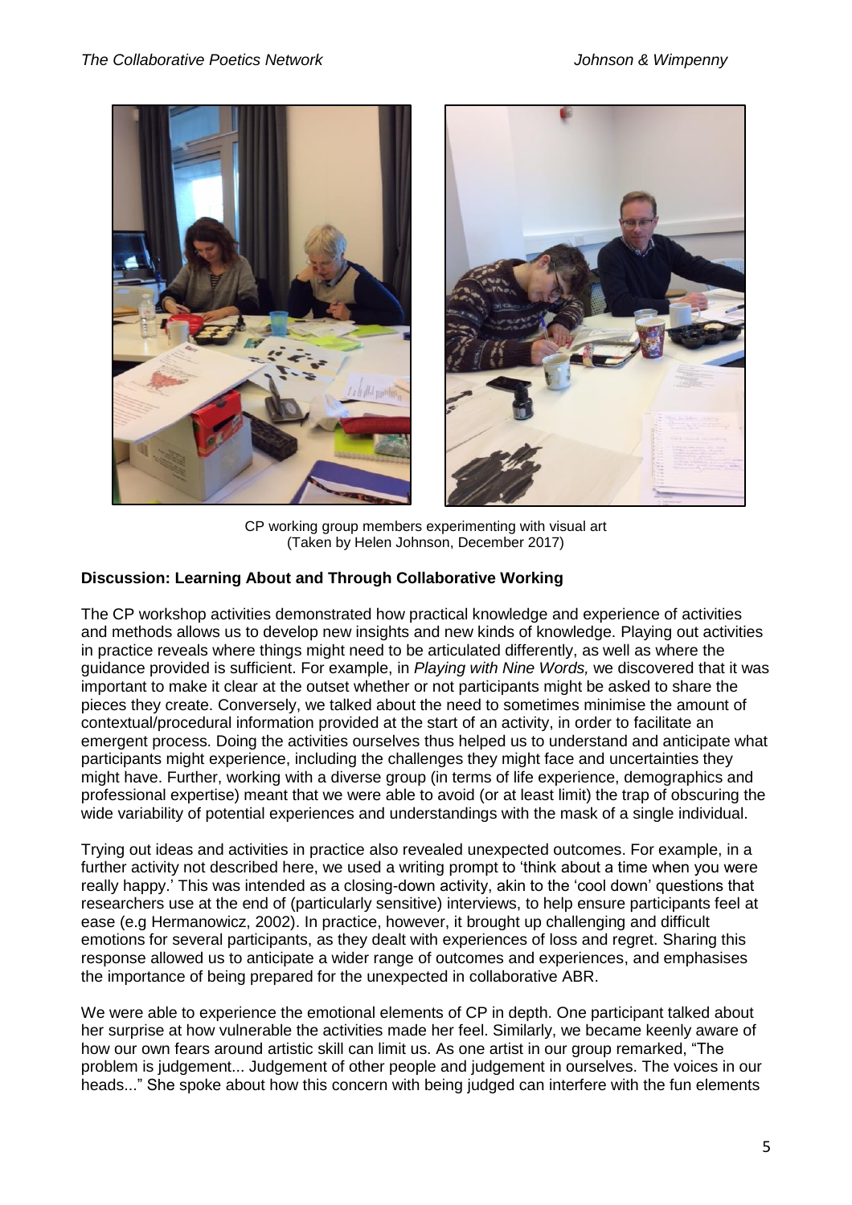CP working group members experimenting with visual art
(Taken by Helen Johnson, December 2017)

## Discussion: Learning About and Through Collaborative Working

The CP workshop activities demonstrated how practical knowledge and experience of activities and methods allows us to develop new insights and new kinds of knowledge. Playing out activities in practice reveals where things might need to be articulated differently, as well as where the guidance provided is sufficient. For example, in *Playing with Nine Words,* we discovered that it was important to make it clear at the outset whether or not participants might be asked to share the pieces they create. Conversely, we talked about the need to sometimes minimise the amount of contextual/procedural information provided at the start of an activity, in order to facilitate an emergent process. Doing the activities ourselves thus helped us to understand and anticipate what participants might experience, including the challenges they might face and uncertainties they might have. Further, working with a diverse group (in terms of life experience, demographics and professional expertise) meant that we were able to avoid (or at least limit) the trap of obscuring the wide variability of potential experiences and understandings with the mask of a single individual.

Trying out ideas and activities in practice also revealed unexpected outcomes. For example, in a further activity not described here, we used a writing prompt to 'think about a time when you were really happy.' This was intended as a closing-down activity, akin to the 'cool down' questions that researchers use at the end of (particularly sensitive) interviews, to help ensure participants feel at ease (e.g Hermanowicz, 2002). In practice, however, it brought up challenging and difficult emotions for several participants, as they dealt with experiences of loss and regret. Sharing this response allowed us to anticipate a wider range of outcomes and experiences, and emphasises the importance of being prepared for the unexpected in collaborative ABR.

We were able to experience the emotional elements of CP in depth. One participant talked about her surprise at how vulnerable the activities made her feel. Similarly, we became keenly aware of how our own fears around artistic skill can limit us. As one artist in our group remarked, "The problem is judgement... Judgement of other people and judgement in ourselves. The voices in our heads..." She spoke about how this concern with being judged can interfere with the fun elements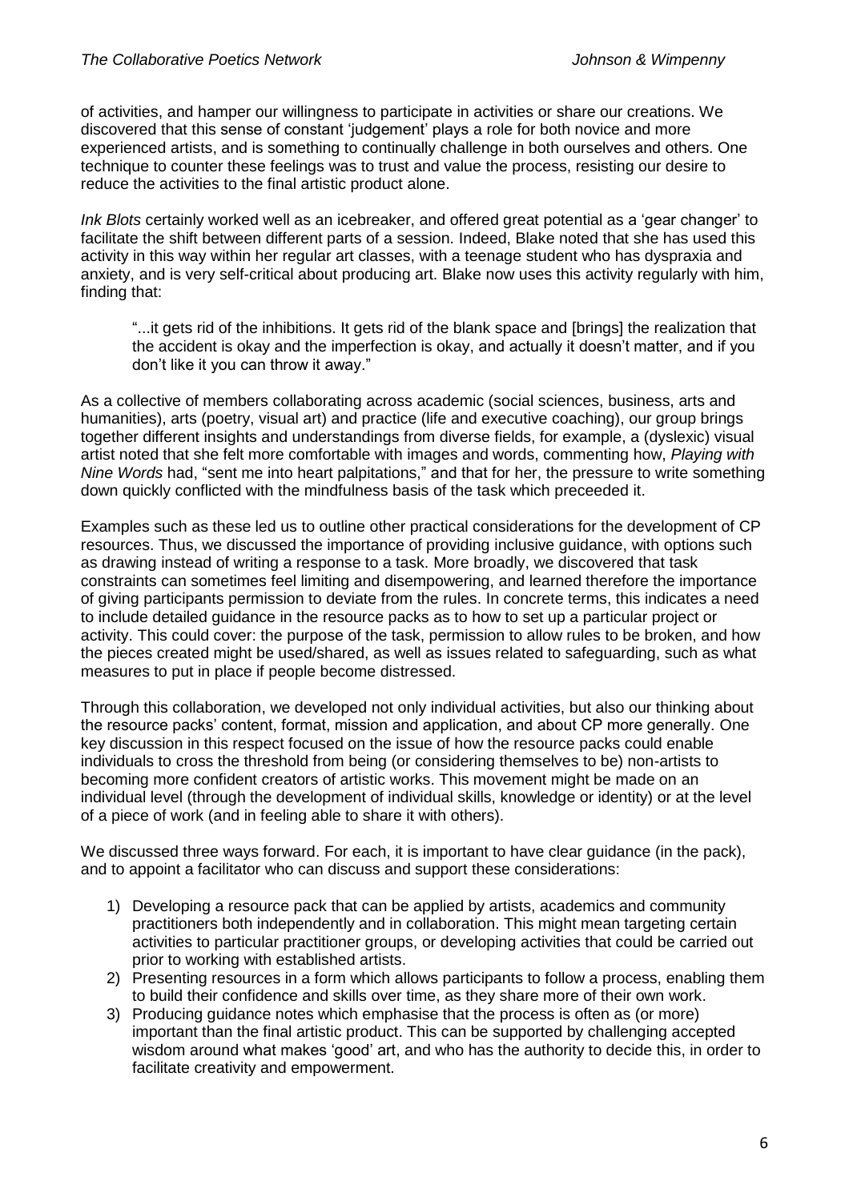of activities, and hamper our willingness to participate in activities or share our creations. We discovered that this sense of constant 'judgement' plays a role for both novice and more experienced artists, and is something to continually challenge in both ourselves and others. One technique to counter these feelings was to trust and value the process, resisting our desire to reduce the activities to the final artistic product alone.

*Ink Blots* certainly worked well as an icebreaker, and offered great potential as a 'gear changer' to facilitate the shift between different parts of a session. Indeed, Blake noted that she has used this activity in this way within her regular art classes, with a teenage student who has dyspraxia and anxiety, and is very self-critical about producing art. Blake now uses this activity regularly with him, finding that:

> "...it gets rid of the inhibitions. It gets rid of the blank space and [brings] the realization that the accident is okay and the imperfection is okay, and actually it doesn't matter, and if you don't like it you can throw it away."

As a collective of members collaborating across academic (social sciences, business, arts and humanities), arts (poetry, visual art) and practice (life and executive coaching), our group brings together different insights and understandings from diverse fields, for example, a (dyslexic) visual artist noted that she felt more comfortable with images and words, commenting how, *Playing with Nine Words* had, "sent me into heart palpitations," and that for her, the pressure to write something down quickly conflicted with the mindfulness basis of the task which preceeded it.

Examples such as these led us to outline other practical considerations for the development of CP resources. Thus, we discussed the importance of providing inclusive guidance, with options such as drawing instead of writing a response to a task. More broadly, we discovered that task constraints can sometimes feel limiting and disempowering, and learned therefore the importance of giving participants permission to deviate from the rules. In concrete terms, this indicates a need to include detailed guidance in the resource packs as to how to set up a particular project or activity. This could cover: the purpose of the task, permission to allow rules to be broken, and how the pieces created might be used/shared, as well as issues related to safeguarding, such as what measures to put in place if people become distressed.

Through this collaboration, we developed not only individual activities, but also our thinking about the resource packs' content, format, mission and application, and about CP more generally. One key discussion in this respect focused on the issue of how the resource packs could enable individuals to cross the threshold from being (or considering themselves to be) non-artists to becoming more confident creators of artistic works. This movement might be made on an individual level (through the development of individual skills, knowledge or identity) or at the level of a piece of work (and in feeling able to share it with others).

We discussed three ways forward. For each, it is important to have clear guidance (in the pack), and to appoint a facilitator who can discuss and support these considerations:

1) Developing a resource pack that can be applied by artists, academics and community practitioners both independently and in collaboration. This might mean targeting certain activities to particular practitioner groups, or developing activities that could be carried out prior to working with established artists.
2) Presenting resources in a form which allows participants to follow a process, enabling them to build their confidence and skills over time, as they share more of their own work.
3) Producing guidance notes which emphasise that the process is often as (or more) important than the final artistic product. This can be supported by challenging accepted wisdom around what makes 'good' art, and who has the authority to decide this, in order to facilitate creativity and empowerment.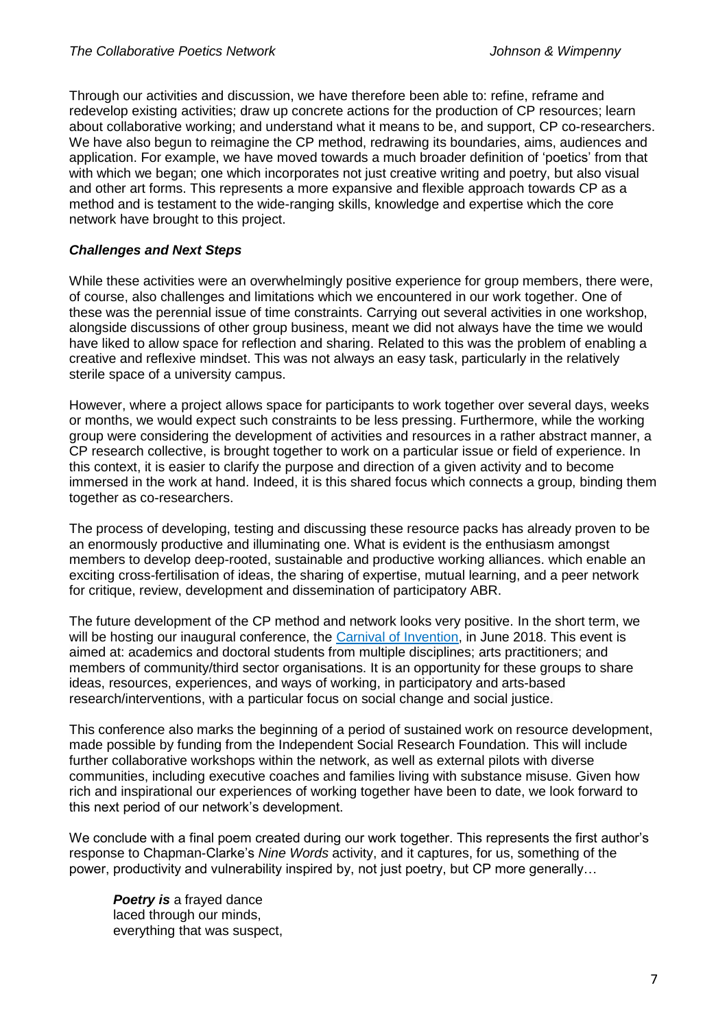Through our activities and discussion, we have therefore been able to: refine, reframe and redevelop existing activities; draw up concrete actions for the production of CP resources; learn about collaborative working; and understand what it means to be, and support, CP co-researchers. We have also begun to reimagine the CP method, redrawing its boundaries, aims, audiences and application. For example, we have moved towards a much broader definition of 'poetics' from that with which we began; one which incorporates not just creative writing and poetry, but also visual and other art forms. This represents a more expansive and flexible approach towards CP as a method and is testament to the wide-ranging skills, knowledge and expertise which the core network have brought to this project.

### *Challenges and Next Steps*

While these activities were an overwhelmingly positive experience for group members, there were, of course, also challenges and limitations which we encountered in our work together. One of these was the perennial issue of time constraints. Carrying out several activities in one workshop, alongside discussions of other group business, meant we did not always have the time we would have liked to allow space for reflection and sharing. Related to this was the problem of enabling a creative and reflexive mindset. This was not always an easy task, particularly in the relatively sterile space of a university campus.

However, where a project allows space for participants to work together over several days, weeks or months, we would expect such constraints to be less pressing. Furthermore, while the working group were considering the development of activities and resources in a rather abstract manner, a CP research collective, is brought together to work on a particular issue or field of experience. In this context, it is easier to clarify the purpose and direction of a given activity and to become immersed in the work at hand. Indeed, it is this shared focus which connects a group, binding them together as co-researchers.

The process of developing, testing and discussing these resource packs has already proven to be an enormously productive and illuminating one. What is evident is the enthusiasm amongst members to develop deep-rooted, sustainable and productive working alliances. which enable an exciting cross-fertilisation of ideas, the sharing of expertise, mutual learning, and a peer network for critique, review, development and dissemination of participatory ABR.

The future development of the CP method and network looks very positive. In the short term, we will be hosting our inaugural conference, the Carnival of Invention, in June 2018. This event is aimed at: academics and doctoral students from multiple disciplines; arts practitioners; and members of community/third sector organisations. It is an opportunity for these groups to share ideas, resources, experiences, and ways of working, in participatory and arts-based research/interventions, with a particular focus on social change and social justice.

This conference also marks the beginning of a period of sustained work on resource development, made possible by funding from the Independent Social Research Foundation. This will include further collaborative workshops within the network, as well as external pilots with diverse communities, including executive coaches and families living with substance misuse. Given how rich and inspirational our experiences of working together have been to date, we look forward to this next period of our network's development.

We conclude with a final poem created during our work together. This represents the first author's response to Chapman-Clarke's *Nine Words* activity, and it captures, for us, something of the power, productivity and vulnerability inspired by, not just poetry, but CP more generally…

> ***Poetry is*** a frayed dance
> laced through our minds,
> everything that was suspect,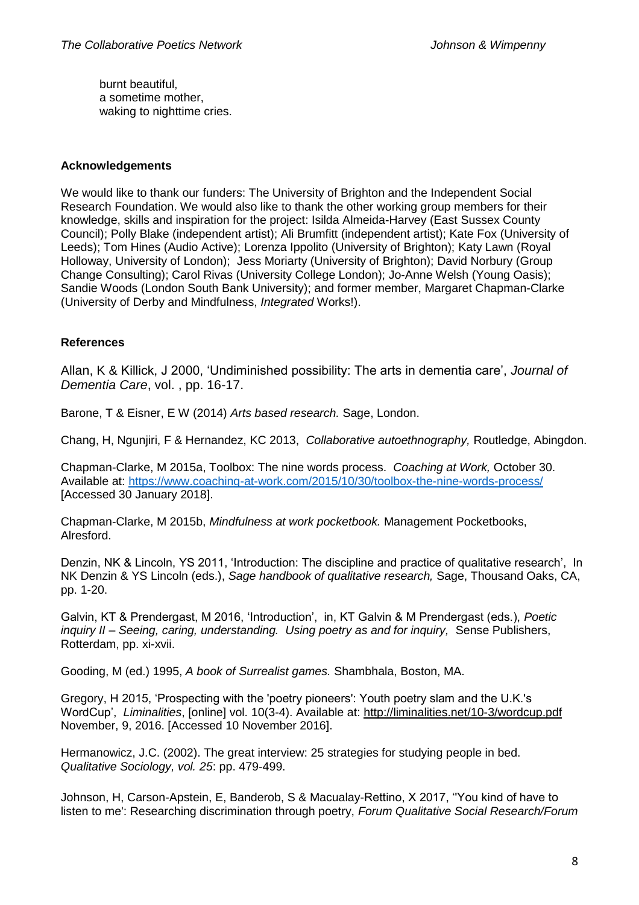burnt beautiful,  
a sometime mother,  
waking to nighttime cries.

### Acknowledgements

We would like to thank our funders: The University of Brighton and the Independent Social Research Foundation. We would also like to thank the other working group members for their knowledge, skills and inspiration for the project: Isilda Almeida-Harvey (East Sussex County Council); Polly Blake (independent artist); Ali Brumfitt (independent artist); Kate Fox (University of Leeds); Tom Hines (Audio Active); Lorenza Ippolito (University of Brighton); Katy Lawn (Royal Holloway, University of London); Jess Moriarty (University of Brighton); David Norbury (Group Change Consulting); Carol Rivas (University College London); Jo-Anne Welsh (Young Oasis); Sandie Woods (London South Bank University); and former member, Margaret Chapman-Clarke (University of Derby and Mindfulness, *Integrated* Works!).

### References

Allan, K & Killick, J 2000, 'Undiminished possibility: The arts in dementia care', *Journal of Dementia Care*, vol. , pp. 16-17.

Barone, T & Eisner, E W (2014) *Arts based research.* Sage, London.

Chang, H, Ngunjiri, F & Hernandez, KC 2013, *Collaborative autoethnography,* Routledge, Abingdon.

Chapman-Clarke, M 2015a, Toolbox: The nine words process. *Coaching at Work,* October 30. Available at: https://www.coaching-at-work.com/2015/10/30/toolbox-the-nine-words-process/ [Accessed 30 January 2018].

Chapman-Clarke, M 2015b, *Mindfulness at work pocketbook.* Management Pocketbooks, Alresford.

Denzin, NK & Lincoln, YS 2011, 'Introduction: The discipline and practice of qualitative research', In NK Denzin & YS Lincoln (eds.), *Sage handbook of qualitative research,* Sage, Thousand Oaks, CA, pp. 1-20.

Galvin, KT & Prendergast, M 2016, 'Introduction', in, KT Galvin & M Prendergast (eds.), *Poetic inquiry II – Seeing, caring, understanding. Using poetry as and for inquiry,* Sense Publishers, Rotterdam, pp. xi-xvii.

Gooding, M (ed.) 1995, *A book of Surrealist games.* Shambhala, Boston, MA.

Gregory, H 2015, 'Prospecting with the 'poetry pioneers': Youth poetry slam and the U.K.'s WordCup', *Liminalities*, [online] vol. 10(3-4). Available at: http://liminalities.net/10-3/wordcup.pdf November, 9, 2016. [Accessed 10 November 2016].

Hermanowicz, J.C. (2002). The great interview: 25 strategies for studying people in bed. *Qualitative Sociology, vol. 25*: pp. 479-499.

Johnson, H, Carson-Apstein, E, Banderob, S & Macualay-Rettino, X 2017, ''You kind of have to listen to me': Researching discrimination through poetry, *Forum Qualitative Social Research/Forum*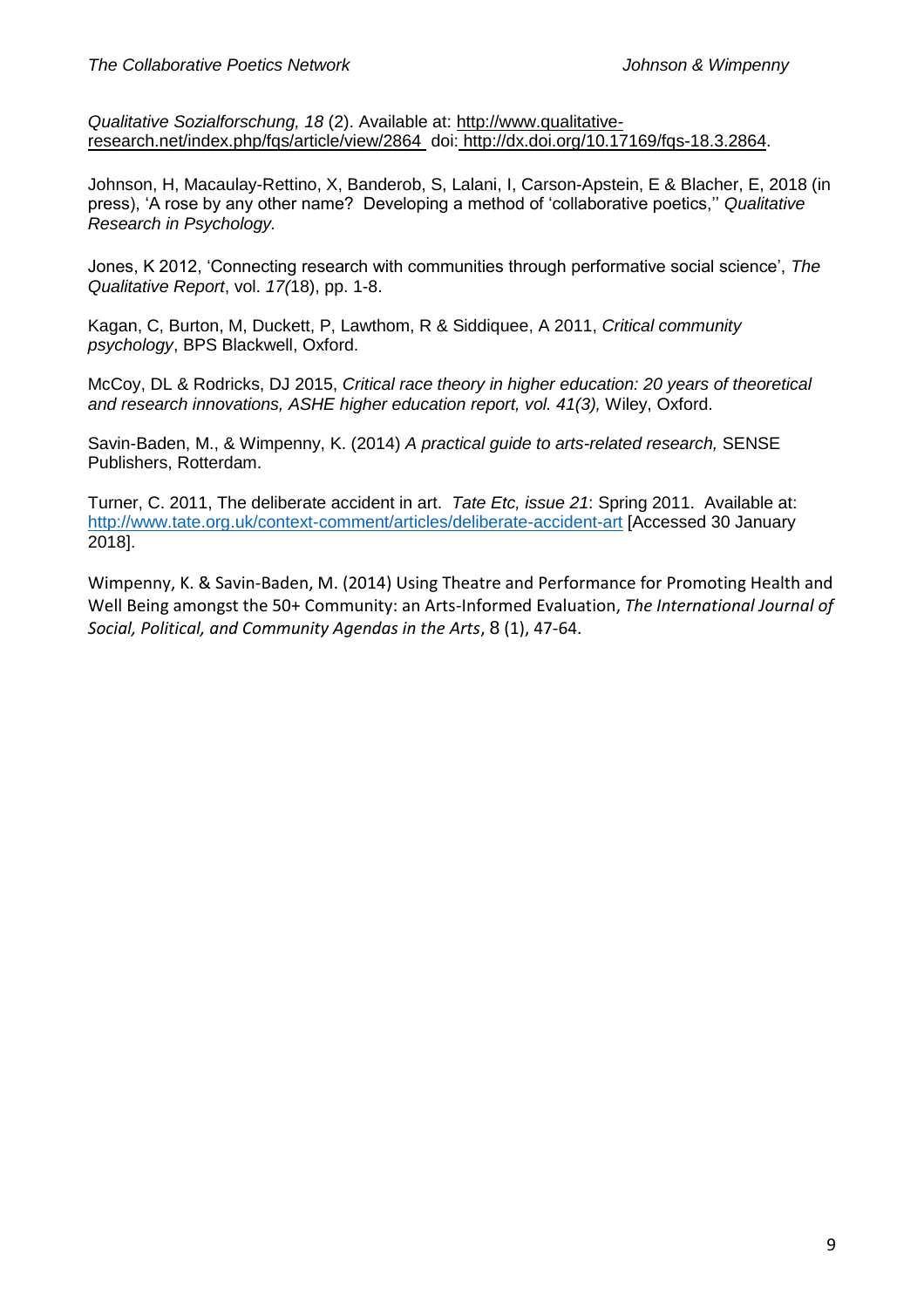*Qualitative Sozialforschung, 18* (2). Available at: http://www.qualitative-research.net/index.php/fqs/article/view/2864 doi: http://dx.doi.org/10.17169/fqs-18.3.2864.

Johnson, H, Macaulay-Rettino, X, Banderob, S, Lalani, I, Carson-Apstein, E & Blacher, E, 2018 (in press), 'A rose by any other name? Developing a method of 'collaborative poetics,'' *Qualitative Research in Psychology.*

Jones, K 2012, 'Connecting research with communities through performative social science', *The Qualitative Report*, vol. *17(*18), pp. 1-8.

Kagan, C, Burton, M, Duckett, P, Lawthom, R & Siddiquee, A 2011, *Critical community psychology*, BPS Blackwell, Oxford.

McCoy, DL & Rodricks, DJ 2015, *Critical race theory in higher education: 20 years of theoretical and research innovations, ASHE higher education report, vol. 41(3),* Wiley, Oxford.

Savin-Baden, M., & Wimpenny, K. (2014) *A practical guide to arts-related research,* SENSE Publishers, Rotterdam.

Turner, C. 2011, The deliberate accident in art. *Tate Etc, issue 21*: Spring 2011. Available at: http://www.tate.org.uk/context-comment/articles/deliberate-accident-art [Accessed 30 January 2018].

Wimpenny, K. & Savin-Baden, M. (2014) Using Theatre and Performance for Promoting Health and Well Being amongst the 50+ Community: an Arts-Informed Evaluation, *The International Journal of Social, Political, and Community Agendas in the Arts*, 8 (1), 47-64.